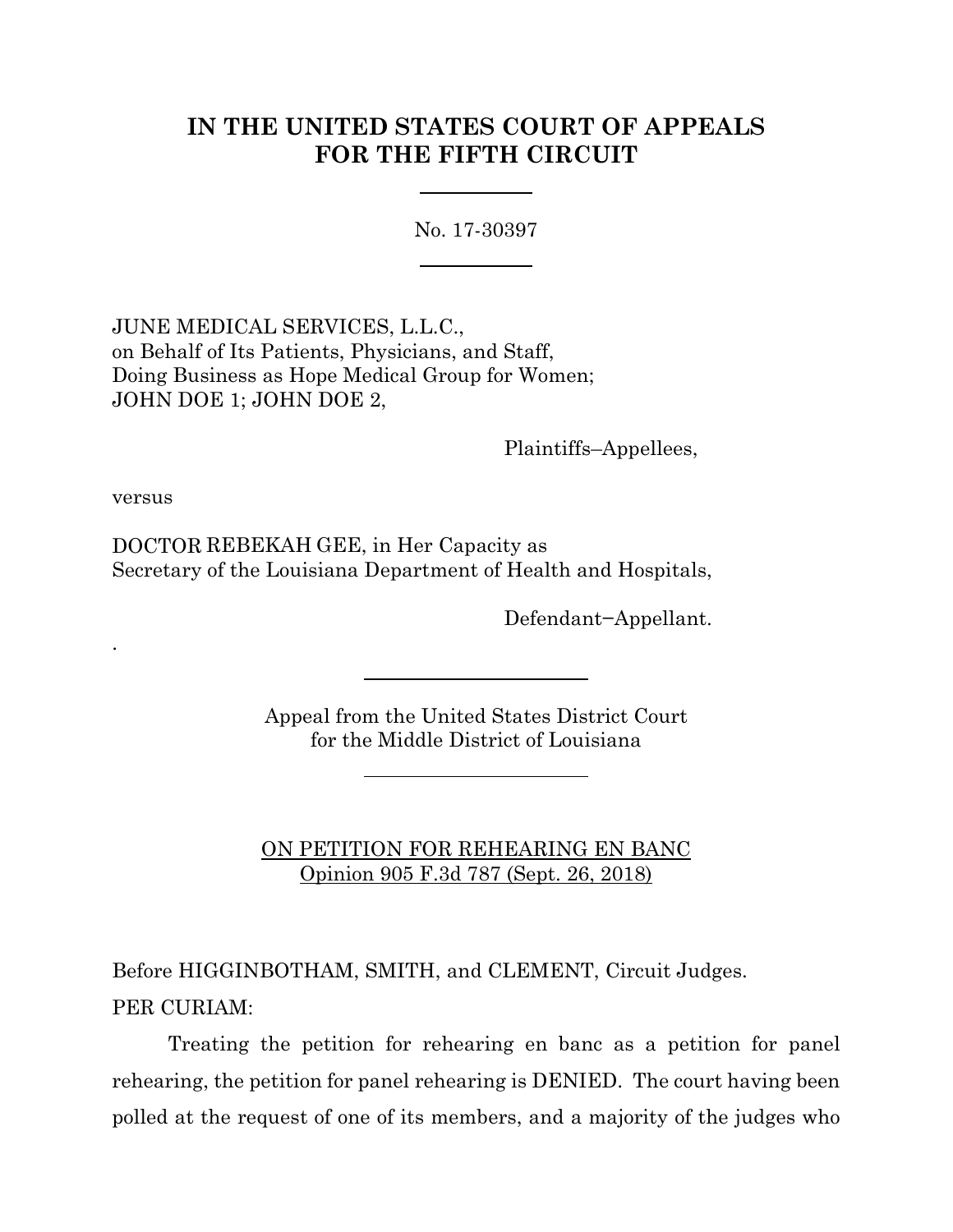# IN THE UNITED STATES COURT OF APPEALS FOR THE FIFTH CIRCUIT

No. 17-30397

JUNE MEDICAL SERVICES, L.L.C.,
on Behalf of Its Patients, Physicians, and Staff,
Doing Business as Hope Medical Group for Women;
JOHN DOE 1; JOHN DOE 2,

Plaintiffs–Appellees,

versus

DOCTOR REBEKAH GEE, in Her Capacity as
Secretary of the Louisiana Department of Health and Hospitals,

Defendant–Appellant.

Appeal from the United States District Court
for the Middle District of Louisiana

ON PETITION FOR REHEARING EN BANC
Opinion 905 F.3d 787 (Sept. 26, 2018)

Before HIGGINBOTHAM, SMITH, and CLEMENT, Circuit Judges.

PER CURIAM:

Treating the petition for rehearing en banc as a petition for panel rehearing, the petition for panel rehearing is DENIED. The court having been polled at the request of one of its members, and a majority of the judges who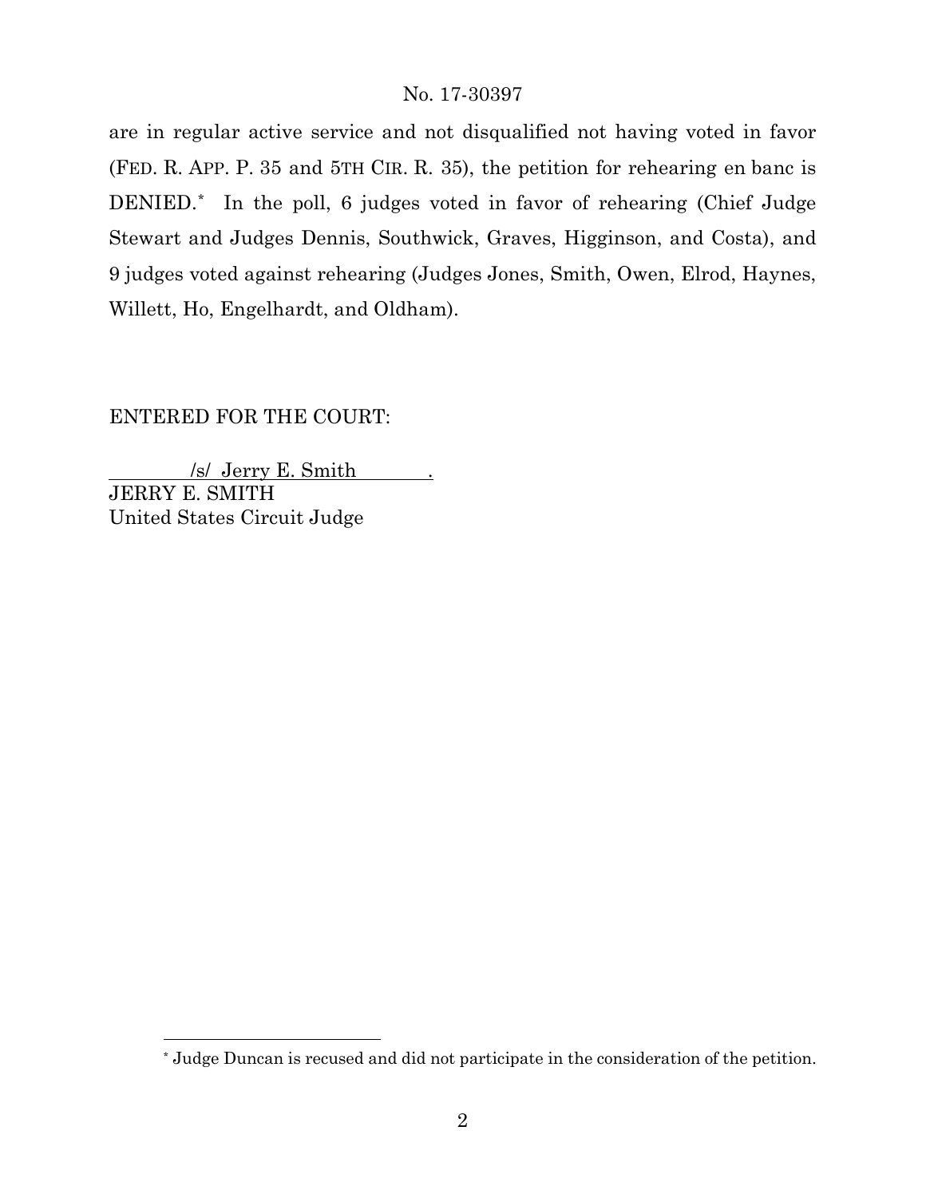are in regular active service and not disqualified not having voted in favor (FED. R. APP. P. 35 and 5TH CIR. R. 35), the petition for rehearing en banc is DENIED.* In the poll, 6 judges voted in favor of rehearing (Chief Judge Stewart and Judges Dennis, Southwick, Graves, Higginson, and Costa), and 9 judges voted against rehearing (Judges Jones, Smith, Owen, Elrod, Haynes, Willett, Ho, Engelhardt, and Oldham).

ENTERED FOR THE COURT:

/s/ Jerry E. Smith .
JERRY E. SMITH
United States Circuit Judge

---

* Judge Duncan is recused and did not participate in the consideration of the petition.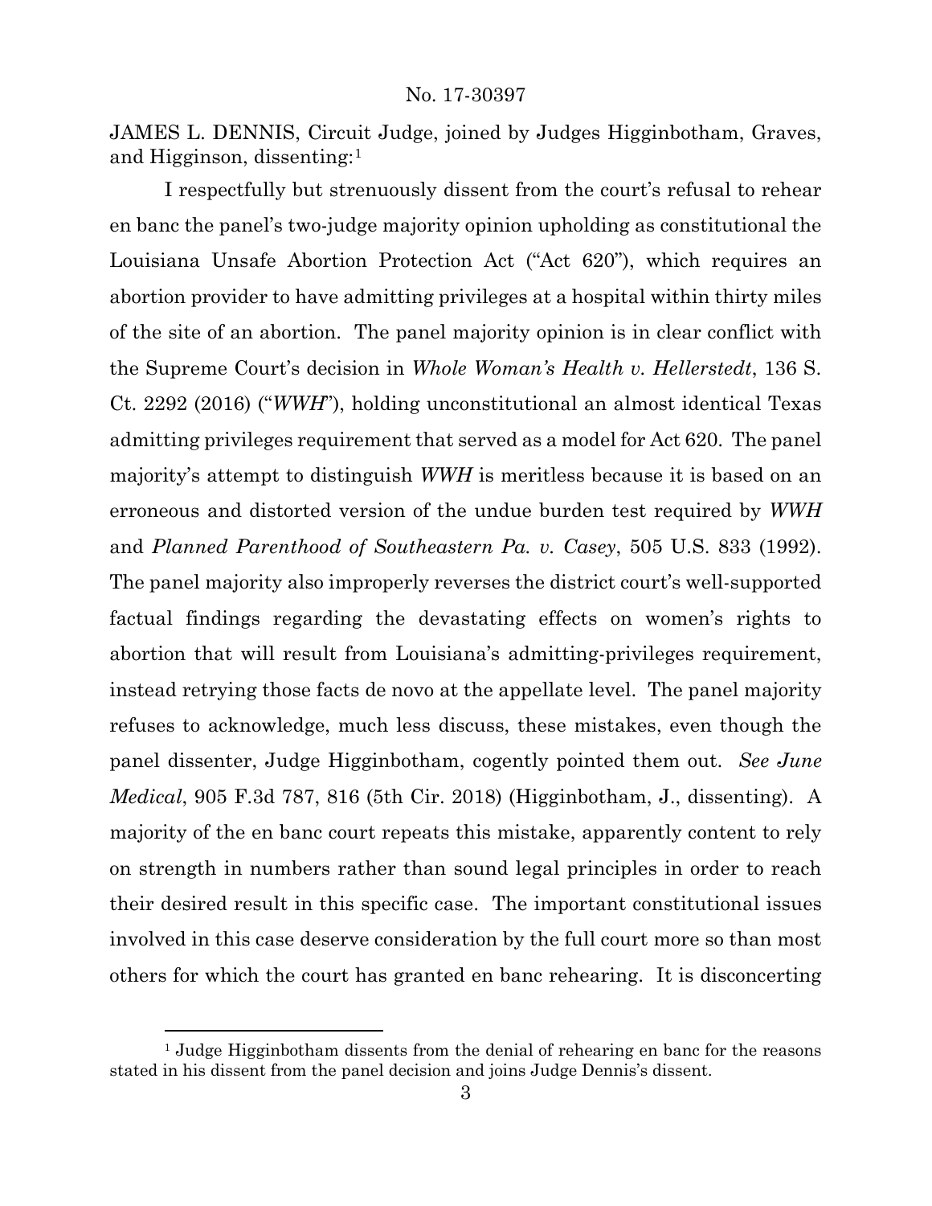JAMES L. DENNIS, Circuit Judge, joined by Judges Higginbotham, Graves, and Higginson, dissenting:[1]

I respectfully but strenuously dissent from the court's refusal to rehear en banc the panel's two-judge majority opinion upholding as constitutional the Louisiana Unsafe Abortion Protection Act ("Act 620"), which requires an abortion provider to have admitting privileges at a hospital within thirty miles of the site of an abortion. The panel majority opinion is in clear conflict with the Supreme Court's decision in *Whole Woman's Health v. Hellerstedt*, 136 S. Ct. 2292 (2016) ("*WWH*"), holding unconstitutional an almost identical Texas admitting privileges requirement that served as a model for Act 620. The panel majority's attempt to distinguish *WWH* is meritless because it is based on an erroneous and distorted version of the undue burden test required by *WWH* and *Planned Parenthood of Southeastern Pa. v. Casey*, 505 U.S. 833 (1992). The panel majority also improperly reverses the district court's well-supported factual findings regarding the devastating effects on women's rights to abortion that will result from Louisiana's admitting-privileges requirement, instead retrying those facts de novo at the appellate level. The panel majority refuses to acknowledge, much less discuss, these mistakes, even though the panel dissenter, Judge Higginbotham, cogently pointed them out. *See June Medical*, 905 F.3d 787, 816 (5th Cir. 2018) (Higginbotham, J., dissenting). A majority of the en banc court repeats this mistake, apparently content to rely on strength in numbers rather than sound legal principles in order to reach their desired result in this specific case. The important constitutional issues involved in this case deserve consideration by the full court more so than most others for which the court has granted en banc rehearing. It is disconcerting

[1] Judge Higginbotham dissents from the denial of rehearing en banc for the reasons stated in his dissent from the panel decision and joins Judge Dennis's dissent.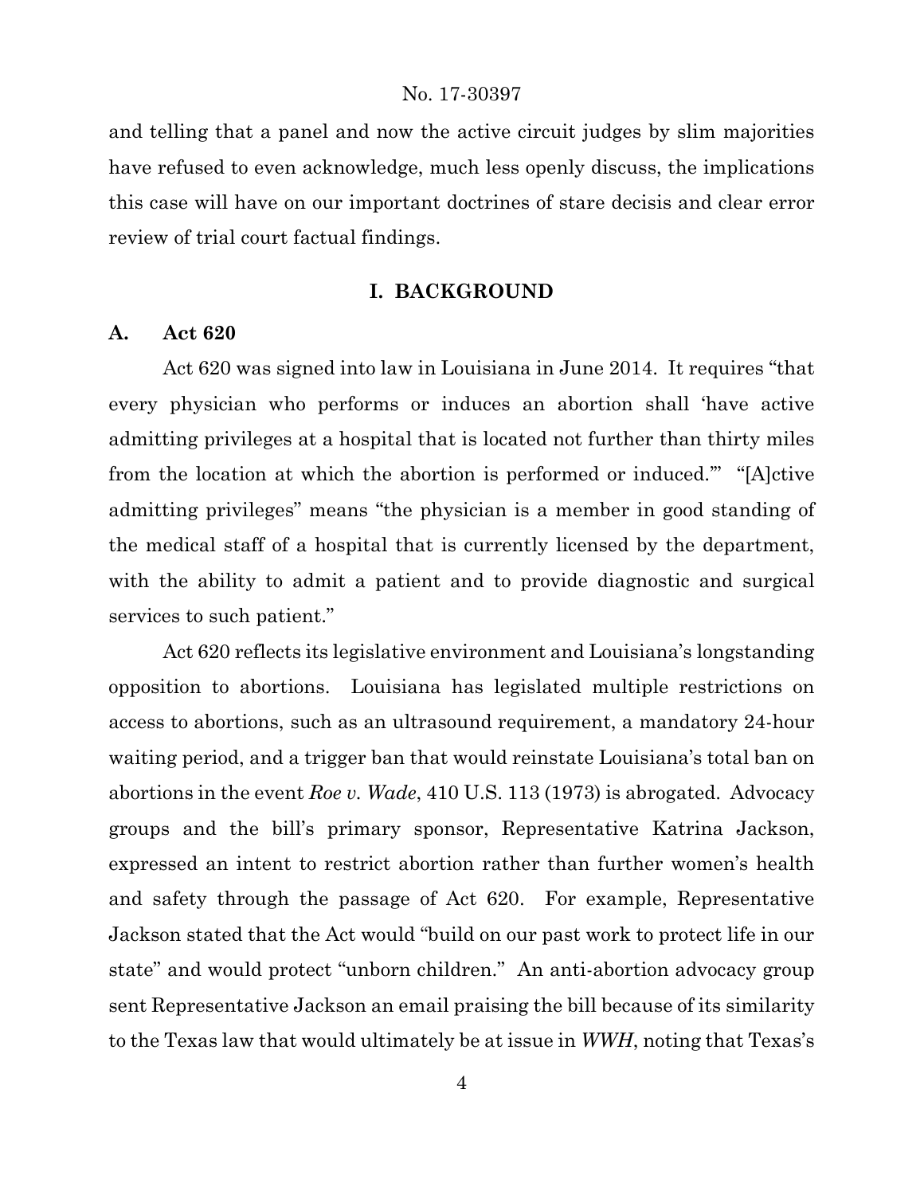and telling that a panel and now the active circuit judges by slim majorities have refused to even acknowledge, much less openly discuss, the implications this case will have on our important doctrines of stare decisis and clear error review of trial court factual findings.

## I. BACKGROUND

### A. Act 620

Act 620 was signed into law in Louisiana in June 2014. It requires "that every physician who performs or induces an abortion shall 'have active admitting privileges at a hospital that is located not further than thirty miles from the location at which the abortion is performed or induced.'" "[A]ctive admitting privileges" means "the physician is a member in good standing of the medical staff of a hospital that is currently licensed by the department, with the ability to admit a patient and to provide diagnostic and surgical services to such patient."

Act 620 reflects its legislative environment and Louisiana's longstanding opposition to abortions. Louisiana has legislated multiple restrictions on access to abortions, such as an ultrasound requirement, a mandatory 24-hour waiting period, and a trigger ban that would reinstate Louisiana's total ban on abortions in the event *Roe v. Wade*, 410 U.S. 113 (1973) is abrogated. Advocacy groups and the bill's primary sponsor, Representative Katrina Jackson, expressed an intent to restrict abortion rather than further women's health and safety through the passage of Act 620. For example, Representative Jackson stated that the Act would "build on our past work to protect life in our state" and would protect "unborn children." An anti-abortion advocacy group sent Representative Jackson an email praising the bill because of its similarity to the Texas law that would ultimately be at issue in *WWH*, noting that Texas's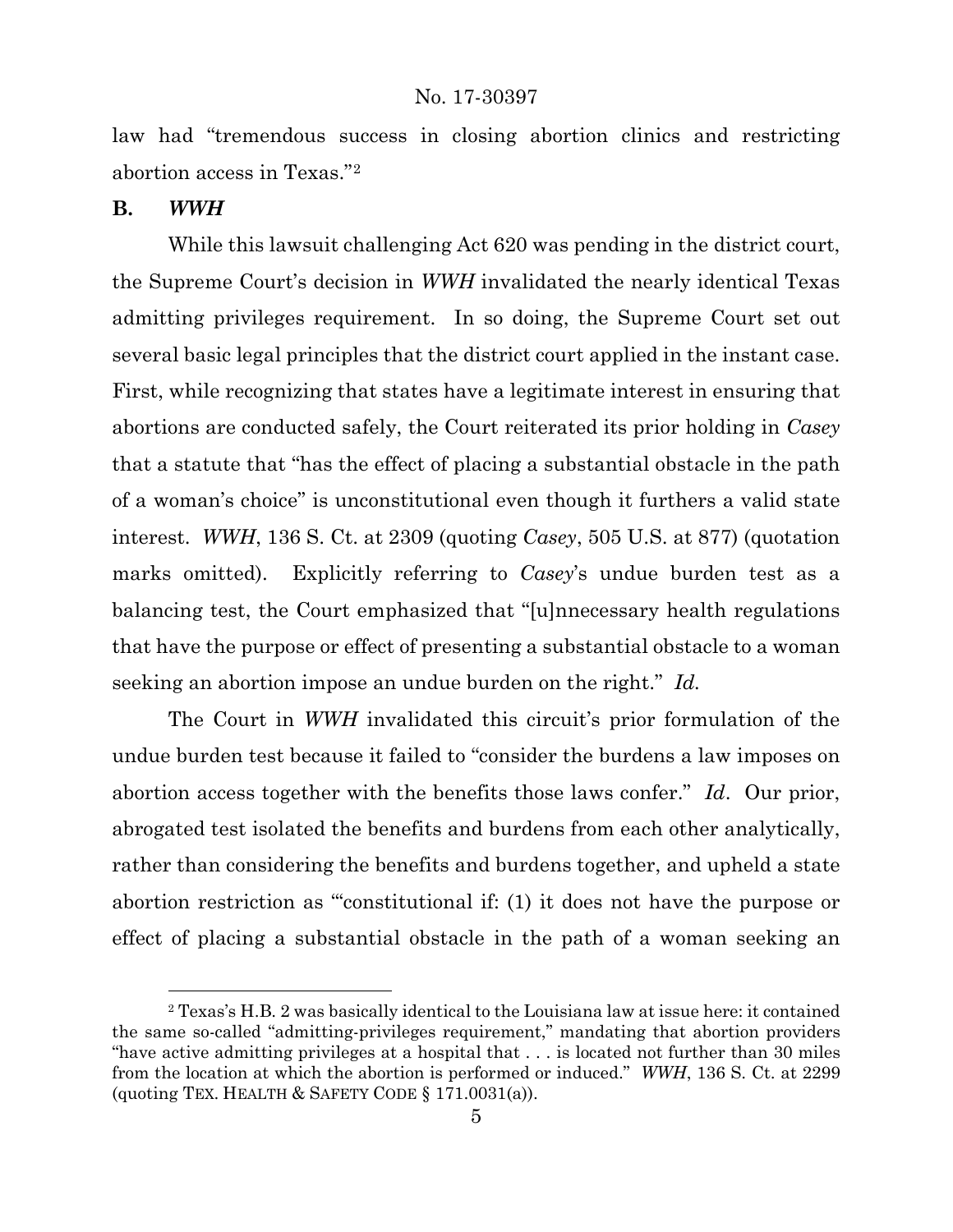law had "tremendous success in closing abortion clinics and restricting abortion access in Texas."[2]

**B. *WWH***

While this lawsuit challenging Act 620 was pending in the district court, the Supreme Court's decision in *WWH* invalidated the nearly identical Texas admitting privileges requirement. In so doing, the Supreme Court set out several basic legal principles that the district court applied in the instant case. First, while recognizing that states have a legitimate interest in ensuring that abortions are conducted safely, the Court reiterated its prior holding in *Casey* that a statute that "has the effect of placing a substantial obstacle in the path of a woman's choice" is unconstitutional even though it furthers a valid state interest. *WWH*, 136 S. Ct. at 2309 (quoting *Casey*, 505 U.S. at 877) (quotation marks omitted). Explicitly referring to *Casey*'s undue burden test as a balancing test, the Court emphasized that "[u]nnecessary health regulations that have the purpose or effect of presenting a substantial obstacle to a woman seeking an abortion impose an undue burden on the right." *Id.*

The Court in *WWH* invalidated this circuit's prior formulation of the undue burden test because it failed to "consider the burdens a law imposes on abortion access together with the benefits those laws confer." *Id*. Our prior, abrogated test isolated the benefits and burdens from each other analytically, rather than considering the benefits and burdens together, and upheld a state abortion restriction as "'constitutional if: (1) it does not have the purpose or effect of placing a substantial obstacle in the path of a woman seeking an

---

[2] Texas's H.B. 2 was basically identical to the Louisiana law at issue here: it contained the same so-called "admitting-privileges requirement," mandating that abortion providers "have active admitting privileges at a hospital that . . . is located not further than 30 miles from the location at which the abortion is performed or induced." *WWH*, 136 S. Ct. at 2299 (quoting TEX. HEALTH & SAFETY CODE § 171.0031(a)).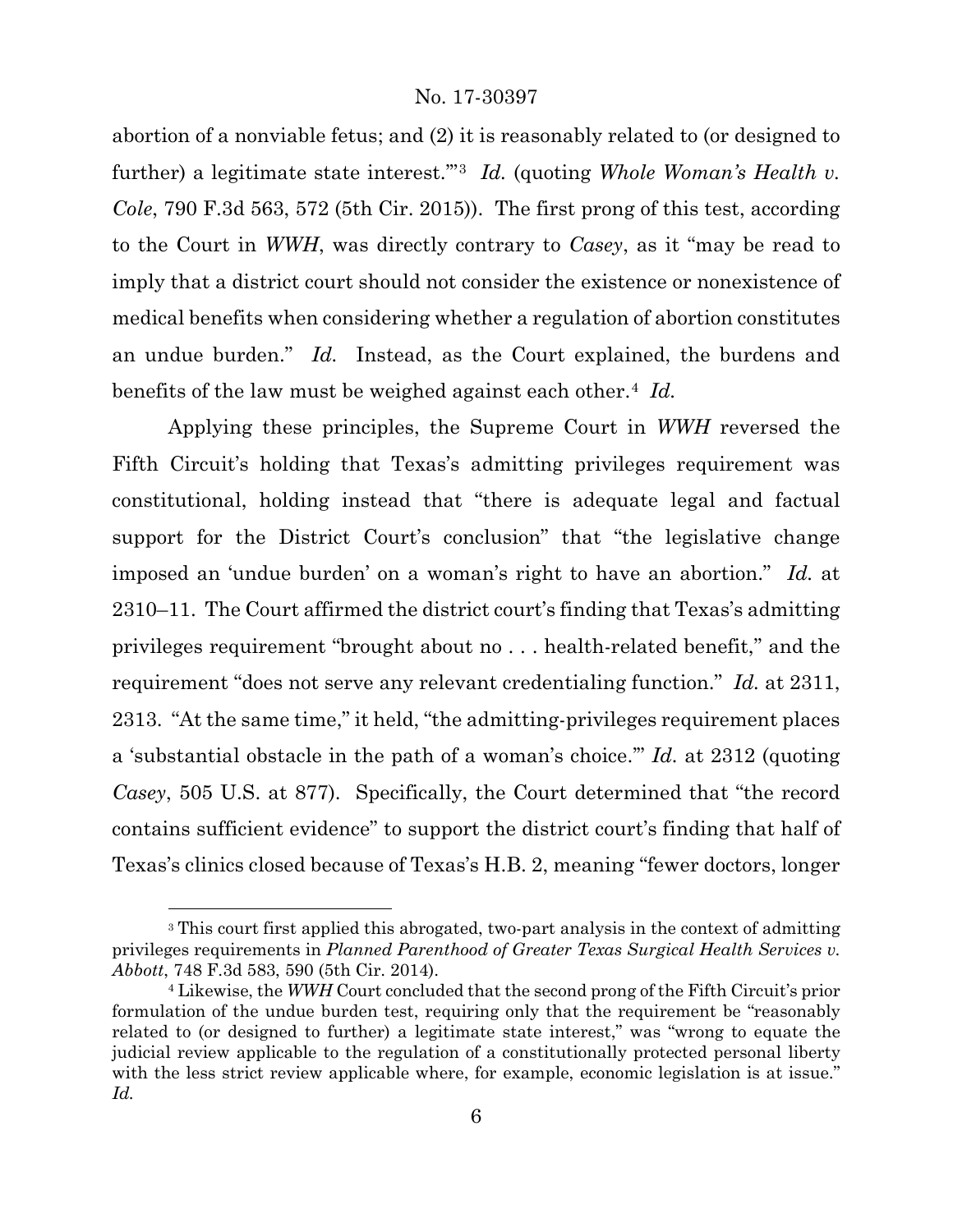abortion of a nonviable fetus; and (2) it is reasonably related to (or designed to further) a legitimate state interest.'"[3] *Id.* (quoting *Whole Woman's Health v. Cole*, 790 F.3d 563, 572 (5th Cir. 2015)). The first prong of this test, according to the Court in *WWH*, was directly contrary to *Casey*, as it "may be read to imply that a district court should not consider the existence or nonexistence of medical benefits when considering whether a regulation of abortion constitutes an undue burden." *Id.* Instead, as the Court explained, the burdens and benefits of the law must be weighed against each other.[4] *Id.*

Applying these principles, the Supreme Court in *WWH* reversed the Fifth Circuit's holding that Texas's admitting privileges requirement was constitutional, holding instead that "there is adequate legal and factual support for the District Court's conclusion" that "the legislative change imposed an 'undue burden' on a woman's right to have an abortion." *Id.* at 2310–11. The Court affirmed the district court's finding that Texas's admitting privileges requirement "brought about no . . . health-related benefit," and the requirement "does not serve any relevant credentialing function." *Id.* at 2311, 2313. "At the same time," it held, "the admitting-privileges requirement places a 'substantial obstacle in the path of a woman's choice.'" *Id.* at 2312 (quoting *Casey*, 505 U.S. at 877). Specifically, the Court determined that "the record contains sufficient evidence" to support the district court's finding that half of Texas's clinics closed because of Texas's H.B. 2, meaning "fewer doctors, longer

---

[3] This court first applied this abrogated, two-part analysis in the context of admitting privileges requirements in *Planned Parenthood of Greater Texas Surgical Health Services v. Abbott*, 748 F.3d 583, 590 (5th Cir. 2014).

[4] Likewise, the *WWH* Court concluded that the second prong of the Fifth Circuit's prior formulation of the undue burden test, requiring only that the requirement be "reasonably related to (or designed to further) a legitimate state interest," was "wrong to equate the judicial review applicable to the regulation of a constitutionally protected personal liberty with the less strict review applicable where, for example, economic legislation is at issue." *Id.*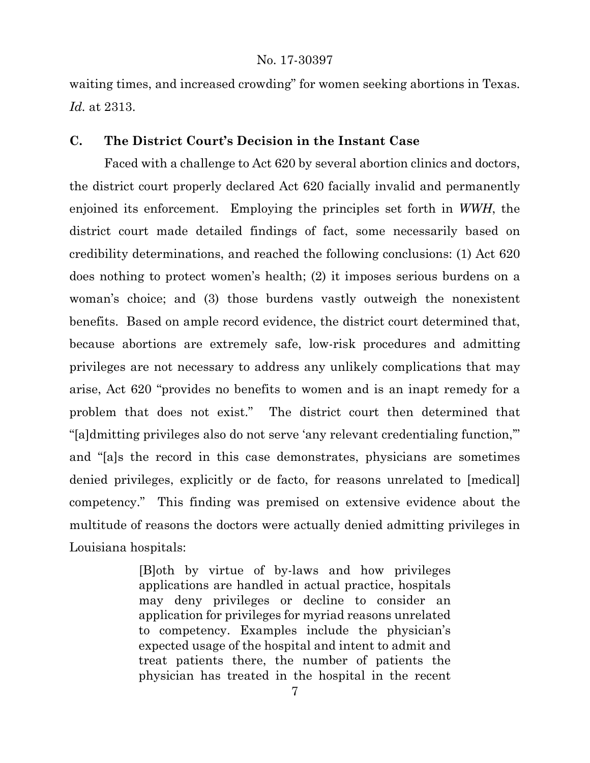waiting times, and increased crowding" for women seeking abortions in Texas. *Id.* at 2313.

### C. The District Court's Decision in the Instant Case

Faced with a challenge to Act 620 by several abortion clinics and doctors, the district court properly declared Act 620 facially invalid and permanently enjoined its enforcement. Employing the principles set forth in *WWH*, the district court made detailed findings of fact, some necessarily based on credibility determinations, and reached the following conclusions: (1) Act 620 does nothing to protect women's health; (2) it imposes serious burdens on a woman's choice; and (3) those burdens vastly outweigh the nonexistent benefits. Based on ample record evidence, the district court determined that, because abortions are extremely safe, low-risk procedures and admitting privileges are not necessary to address any unlikely complications that may arise, Act 620 "provides no benefits to women and is an inapt remedy for a problem that does not exist." The district court then determined that "[a]dmitting privileges also do not serve 'any relevant credentialing function,'" and "[a]s the record in this case demonstrates, physicians are sometimes denied privileges, explicitly or de facto, for reasons unrelated to [medical] competency." This finding was premised on extensive evidence about the multitude of reasons the doctors were actually denied admitting privileges in Louisiana hospitals:

> [B]oth by virtue of by-laws and how privileges applications are handled in actual practice, hospitals may deny privileges or decline to consider an application for privileges for myriad reasons unrelated to competency. Examples include the physician's expected usage of the hospital and intent to admit and treat patients there, the number of patients the physician has treated in the hospital in the recent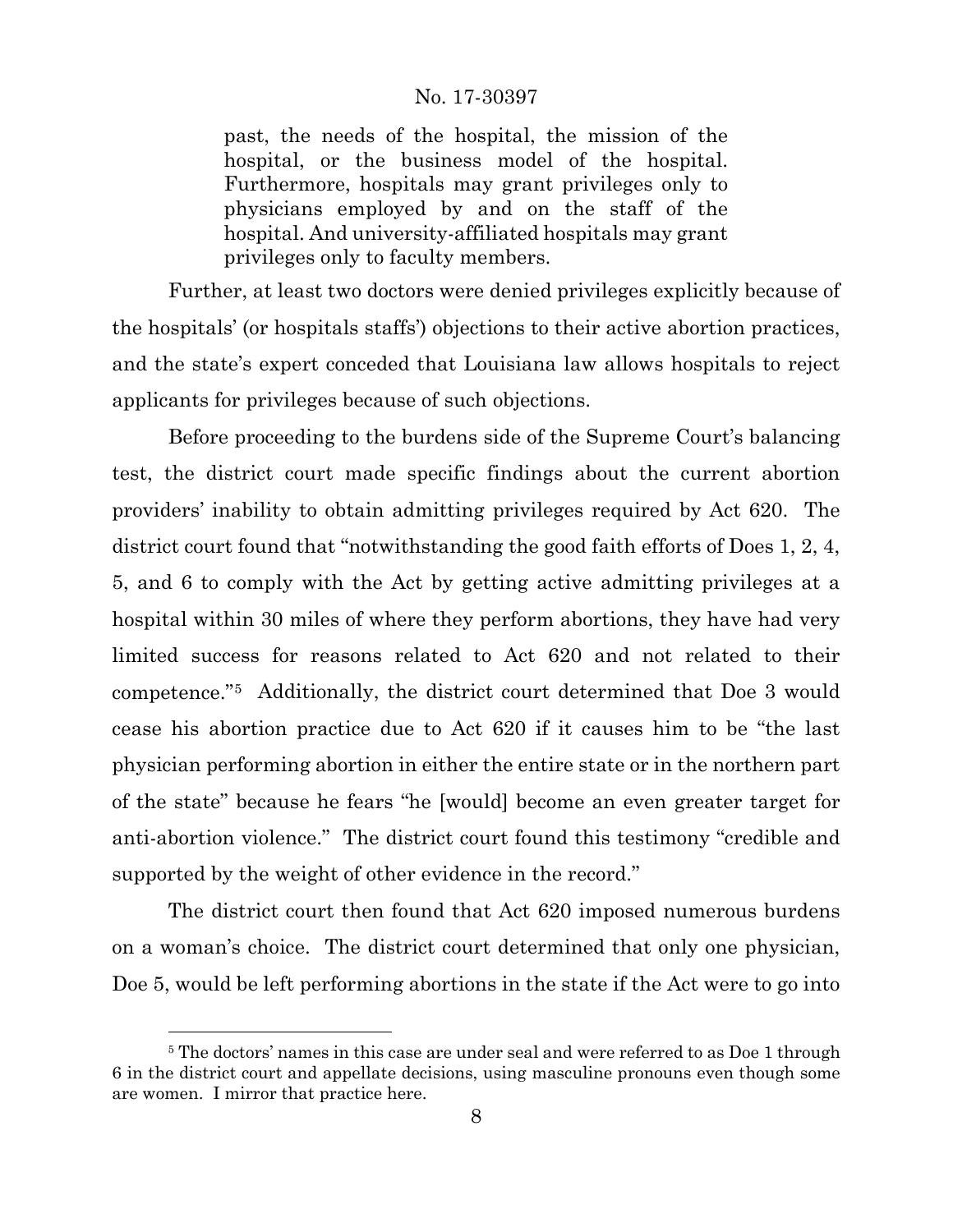> past, the needs of the hospital, the mission of the hospital, or the business model of the hospital. Furthermore, hospitals may grant privileges only to physicians employed by and on the staff of the hospital. And university-affiliated hospitals may grant privileges only to faculty members.

Further, at least two doctors were denied privileges explicitly because of the hospitals' (or hospitals staffs') objections to their active abortion practices, and the state's expert conceded that Louisiana law allows hospitals to reject applicants for privileges because of such objections.

Before proceeding to the burdens side of the Supreme Court's balancing test, the district court made specific findings about the current abortion providers' inability to obtain admitting privileges required by Act 620. The district court found that "notwithstanding the good faith efforts of Does 1, 2, 4, 5, and 6 to comply with the Act by getting active admitting privileges at a hospital within 30 miles of where they perform abortions, they have had very limited success for reasons related to Act 620 and not related to their competence."[5] Additionally, the district court determined that Doe 3 would cease his abortion practice due to Act 620 if it causes him to be "the last physician performing abortion in either the entire state or in the northern part of the state" because he fears "he [would] become an even greater target for anti-abortion violence." The district court found this testimony "credible and supported by the weight of other evidence in the record."

The district court then found that Act 620 imposed numerous burdens on a woman's choice. The district court determined that only one physician, Doe 5, would be left performing abortions in the state if the Act were to go into

[5] The doctors' names in this case are under seal and were referred to as Doe 1 through 6 in the district court and appellate decisions, using masculine pronouns even though some are women. I mirror that practice here.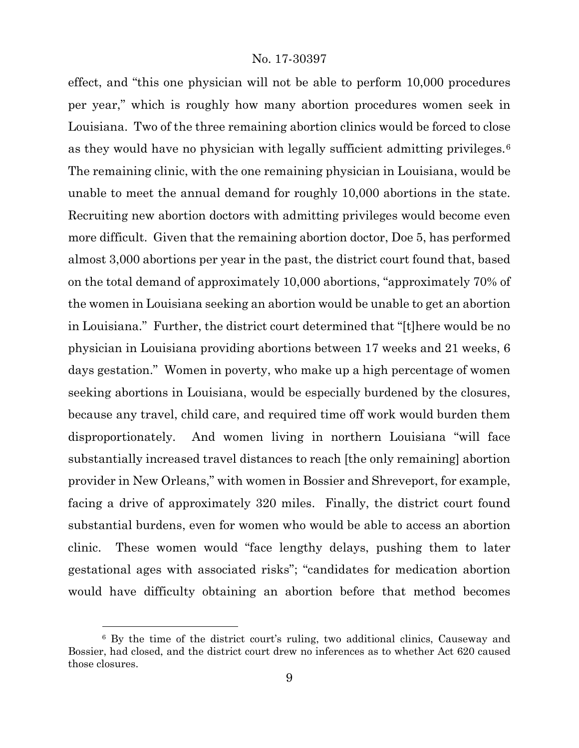effect, and "this one physician will not be able to perform 10,000 procedures per year," which is roughly how many abortion procedures women seek in Louisiana. Two of the three remaining abortion clinics would be forced to close as they would have no physician with legally sufficient admitting privileges.[6] The remaining clinic, with the one remaining physician in Louisiana, would be unable to meet the annual demand for roughly 10,000 abortions in the state. Recruiting new abortion doctors with admitting privileges would become even more difficult. Given that the remaining abortion doctor, Doe 5, has performed almost 3,000 abortions per year in the past, the district court found that, based on the total demand of approximately 10,000 abortions, "approximately 70% of the women in Louisiana seeking an abortion would be unable to get an abortion in Louisiana." Further, the district court determined that "[t]here would be no physician in Louisiana providing abortions between 17 weeks and 21 weeks, 6 days gestation." Women in poverty, who make up a high percentage of women seeking abortions in Louisiana, would be especially burdened by the closures, because any travel, child care, and required time off work would burden them disproportionately. And women living in northern Louisiana "will face substantially increased travel distances to reach [the only remaining] abortion provider in New Orleans," with women in Bossier and Shreveport, for example, facing a drive of approximately 320 miles. Finally, the district court found substantial burdens, even for women who would be able to access an abortion clinic. These women would "face lengthy delays, pushing them to later gestational ages with associated risks"; "candidates for medication abortion would have difficulty obtaining an abortion before that method becomes

[6] By the time of the district court's ruling, two additional clinics, Causeway and Bossier, had closed, and the district court drew no inferences as to whether Act 620 caused those closures.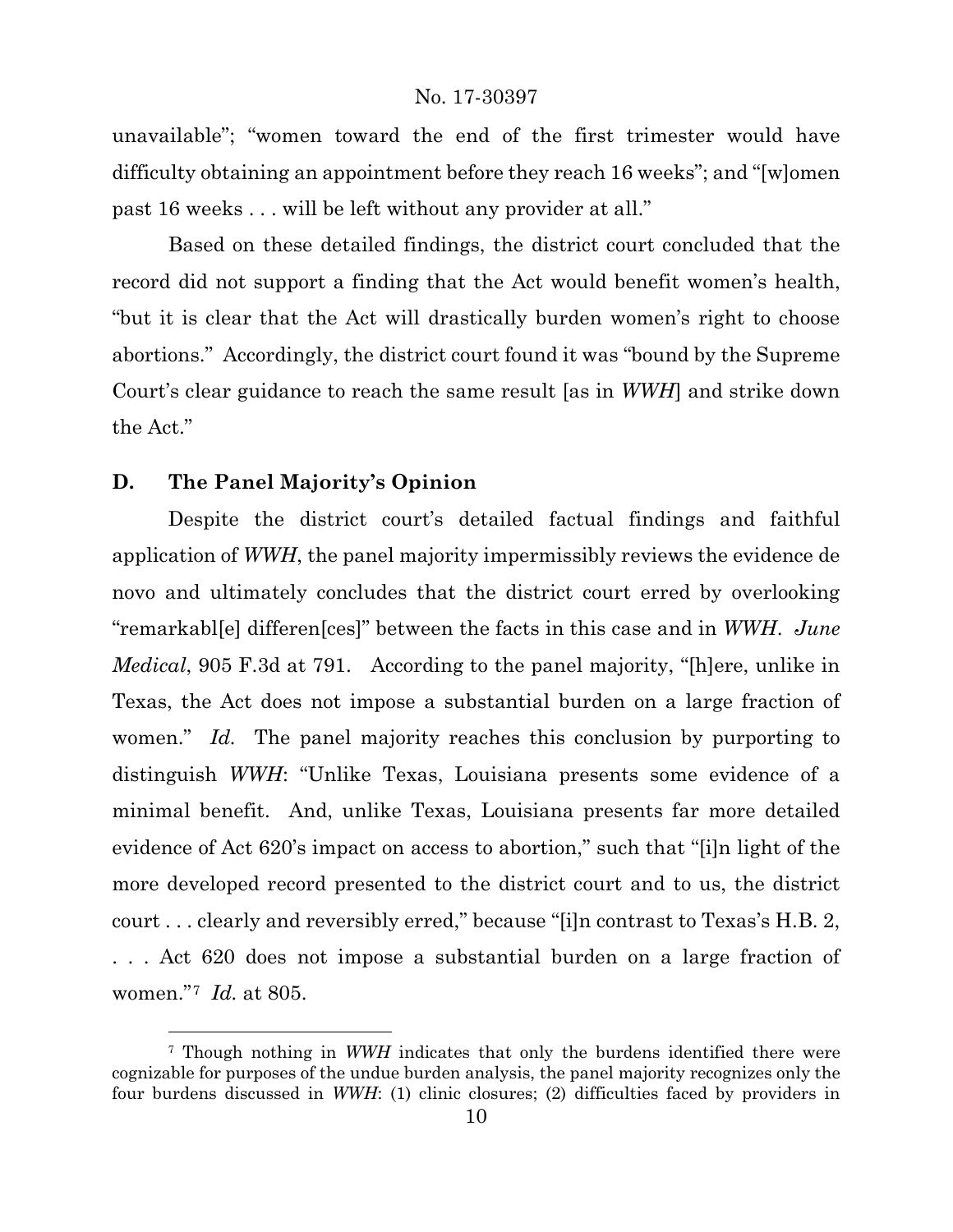unavailable"; "women toward the end of the first trimester would have difficulty obtaining an appointment before they reach 16 weeks"; and "[w]omen past 16 weeks . . . will be left without any provider at all."

Based on these detailed findings, the district court concluded that the record did not support a finding that the Act would benefit women's health, "but it is clear that the Act will drastically burden women's right to choose abortions." Accordingly, the district court found it was "bound by the Supreme Court's clear guidance to reach the same result [as in *WWH*] and strike down the Act."

### D. The Panel Majority's Opinion

Despite the district court's detailed factual findings and faithful application of *WWH*, the panel majority impermissibly reviews the evidence de novo and ultimately concludes that the district court erred by overlooking "remarkabl[e] differen[ces]" between the facts in this case and in *WWH*. *June Medical*, 905 F.3d at 791. According to the panel majority, "[h]ere, unlike in Texas, the Act does not impose a substantial burden on a large fraction of women." *Id.* The panel majority reaches this conclusion by purporting to distinguish *WWH*: "Unlike Texas, Louisiana presents some evidence of a minimal benefit. And, unlike Texas, Louisiana presents far more detailed evidence of Act 620's impact on access to abortion," such that "[i]n light of the more developed record presented to the district court and to us, the district court . . . clearly and reversibly erred," because "[i]n contrast to Texas's H.B. 2, . . . Act 620 does not impose a substantial burden on a large fraction of women."[7] *Id.* at 805.

[7] Though nothing in *WWH* indicates that only the burdens identified there were cognizable for purposes of the undue burden analysis, the panel majority recognizes only the four burdens discussed in *WWH*: (1) clinic closures; (2) difficulties faced by providers in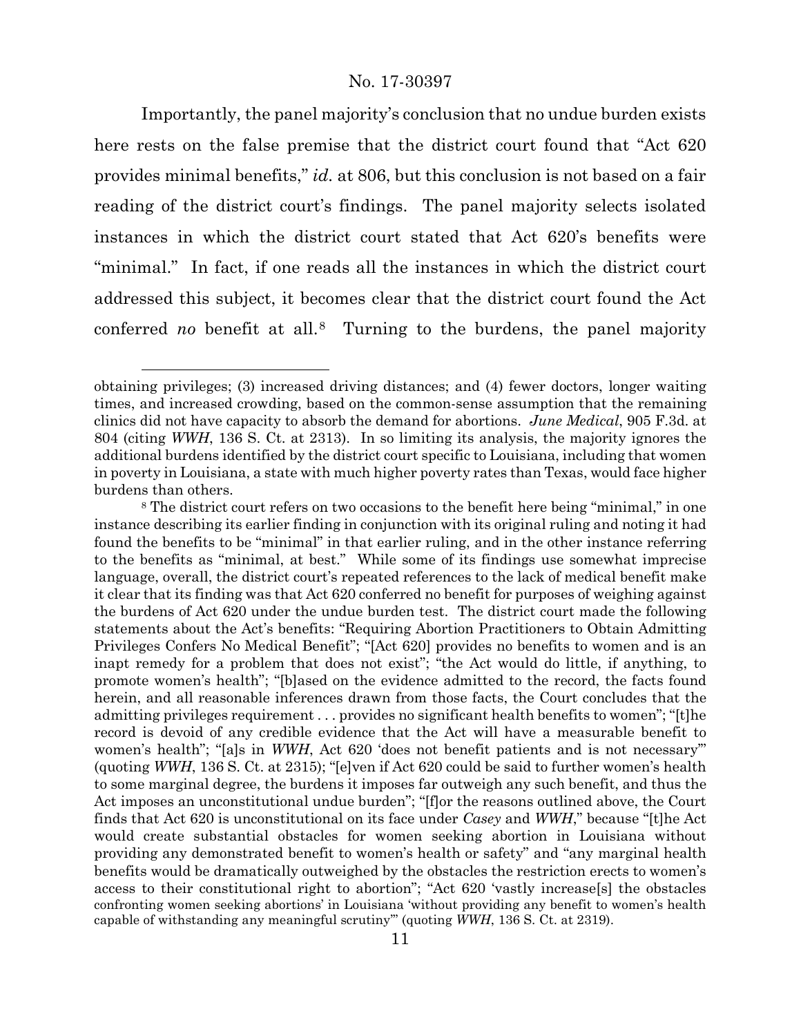Importantly, the panel majority's conclusion that no undue burden exists here rests on the false premise that the district court found that "Act 620 provides minimal benefits," *id.* at 806, but this conclusion is not based on a fair reading of the district court's findings. The panel majority selects isolated instances in which the district court stated that Act 620's benefits were "minimal." In fact, if one reads all the instances in which the district court addressed this subject, it becomes clear that the district court found the Act conferred *no* benefit at all.[8] Turning to the burdens, the panel majority

---

obtaining privileges; (3) increased driving distances; and (4) fewer doctors, longer waiting times, and increased crowding, based on the common-sense assumption that the remaining clinics did not have capacity to absorb the demand for abortions. *June Medical*, 905 F.3d. at 804 (citing *WWH*, 136 S. Ct. at 2313). In so limiting its analysis, the majority ignores the additional burdens identified by the district court specific to Louisiana, including that women in poverty in Louisiana, a state with much higher poverty rates than Texas, would face higher burdens than others.

[8] The district court refers on two occasions to the benefit here being "minimal," in one instance describing its earlier finding in conjunction with its original ruling and noting it had found the benefits to be "minimal" in that earlier ruling, and in the other instance referring to the benefits as "minimal, at best." While some of its findings use somewhat imprecise language, overall, the district court's repeated references to the lack of medical benefit make it clear that its finding was that Act 620 conferred no benefit for purposes of weighing against the burdens of Act 620 under the undue burden test. The district court made the following statements about the Act's benefits: "Requiring Abortion Practitioners to Obtain Admitting Privileges Confers No Medical Benefit"; "[Act 620] provides no benefits to women and is an inapt remedy for a problem that does not exist"; "the Act would do little, if anything, to promote women's health"; "[b]ased on the evidence admitted to the record, the facts found herein, and all reasonable inferences drawn from those facts, the Court concludes that the admitting privileges requirement . . . provides no significant health benefits to women"; "[t]he record is devoid of any credible evidence that the Act will have a measurable benefit to women's health"; "[a]s in *WWH*, Act 620 'does not benefit patients and is not necessary'" (quoting *WWH*, 136 S. Ct. at 2315); "[e]ven if Act 620 could be said to further women's health to some marginal degree, the burdens it imposes far outweigh any such benefit, and thus the Act imposes an unconstitutional undue burden"; "[f]or the reasons outlined above, the Court finds that Act 620 is unconstitutional on its face under *Casey* and *WWH*," because "[t]he Act would create substantial obstacles for women seeking abortion in Louisiana without providing any demonstrated benefit to women's health or safety" and "any marginal health benefits would be dramatically outweighed by the obstacles the restriction erects to women's access to their constitutional right to abortion"; "Act 620 'vastly increase[s] the obstacles confronting women seeking abortions' in Louisiana 'without providing any benefit to women's health capable of withstanding any meaningful scrutiny'" (quoting *WWH*, 136 S. Ct. at 2319).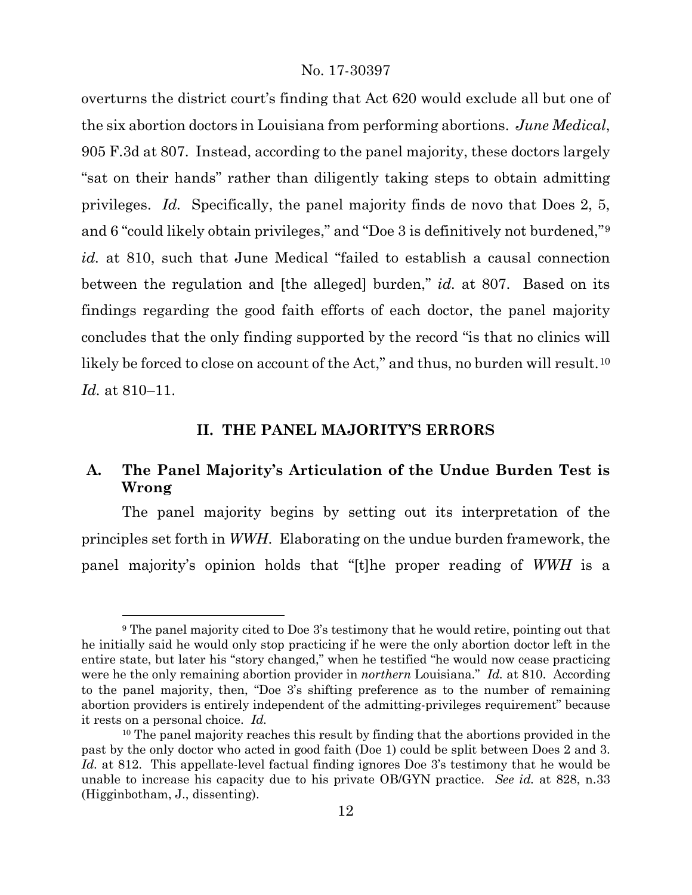overturns the district court's finding that Act 620 would exclude all but one of the six abortion doctors in Louisiana from performing abortions. *June Medical*, 905 F.3d at 807. Instead, according to the panel majority, these doctors largely "sat on their hands" rather than diligently taking steps to obtain admitting privileges. *Id.* Specifically, the panel majority finds de novo that Does 2, 5, and 6 "could likely obtain privileges," and "Doe 3 is definitively not burdened,"[9] *id.* at 810, such that June Medical "failed to establish a causal connection between the regulation and [the alleged] burden," *id.* at 807. Based on its findings regarding the good faith efforts of each doctor, the panel majority concludes that the only finding supported by the record "is that no clinics will likely be forced to close on account of the Act," and thus, no burden will result.[10] *Id.* at 810–11.

## II. THE PANEL MAJORITY'S ERRORS

### A. The Panel Majority's Articulation of the Undue Burden Test is Wrong

The panel majority begins by setting out its interpretation of the principles set forth in *WWH*. Elaborating on the undue burden framework, the panel majority's opinion holds that "[t]he proper reading of *WWH* is a

---

[9] The panel majority cited to Doe 3's testimony that he would retire, pointing out that he initially said he would only stop practicing if he were the only abortion doctor left in the entire state, but later his "story changed," when he testified "he would now cease practicing were he the only remaining abortion provider in *northern* Louisiana." *Id.* at 810. According to the panel majority, then, "Doe 3's shifting preference as to the number of remaining abortion providers is entirely independent of the admitting-privileges requirement" because it rests on a personal choice. *Id.*

[10] The panel majority reaches this result by finding that the abortions provided in the past by the only doctor who acted in good faith (Doe 1) could be split between Does 2 and 3. *Id.* at 812. This appellate-level factual finding ignores Doe 3's testimony that he would be unable to increase his capacity due to his private OB/GYN practice. *See id.* at 828, n.33 (Higginbotham, J., dissenting).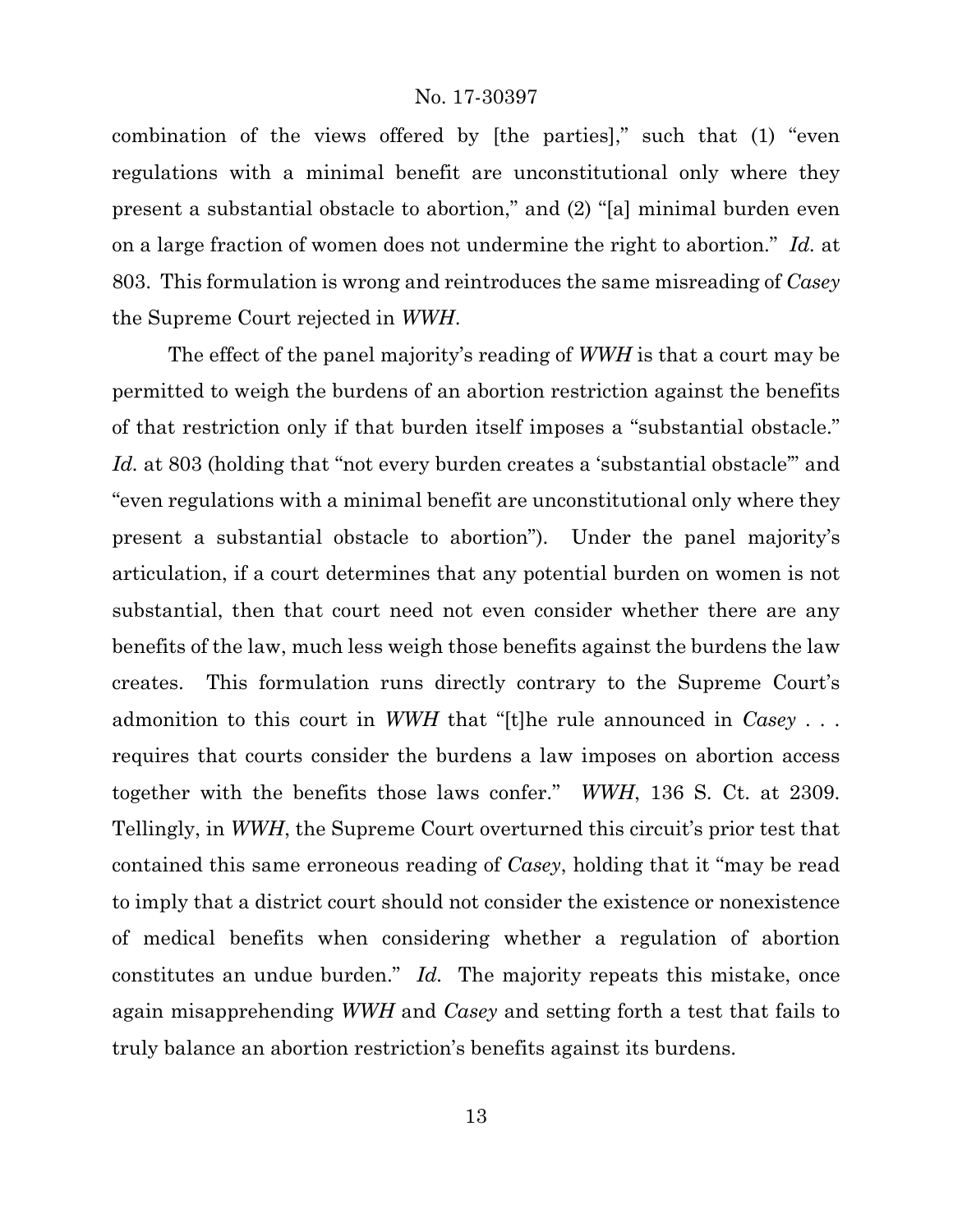combination of the views offered by [the parties]," such that (1) "even regulations with a minimal benefit are unconstitutional only where they present a substantial obstacle to abortion," and (2) "[a] minimal burden even on a large fraction of women does not undermine the right to abortion." *Id.* at 803. This formulation is wrong and reintroduces the same misreading of *Casey* the Supreme Court rejected in *WWH*.

The effect of the panel majority's reading of *WWH* is that a court may be permitted to weigh the burdens of an abortion restriction against the benefits of that restriction only if that burden itself imposes a "substantial obstacle." *Id.* at 803 (holding that "not every burden creates a 'substantial obstacle'" and "even regulations with a minimal benefit are unconstitutional only where they present a substantial obstacle to abortion"). Under the panel majority's articulation, if a court determines that any potential burden on women is not substantial, then that court need not even consider whether there are any benefits of the law, much less weigh those benefits against the burdens the law creates. This formulation runs directly contrary to the Supreme Court's admonition to this court in *WWH* that "[t]he rule announced in *Casey* . . . requires that courts consider the burdens a law imposes on abortion access together with the benefits those laws confer." *WWH*, 136 S. Ct. at 2309. Tellingly, in *WWH*, the Supreme Court overturned this circuit's prior test that contained this same erroneous reading of *Casey*, holding that it "may be read to imply that a district court should not consider the existence or nonexistence of medical benefits when considering whether a regulation of abortion constitutes an undue burden." *Id.* The majority repeats this mistake, once again misapprehending *WWH* and *Casey* and setting forth a test that fails to truly balance an abortion restriction's benefits against its burdens.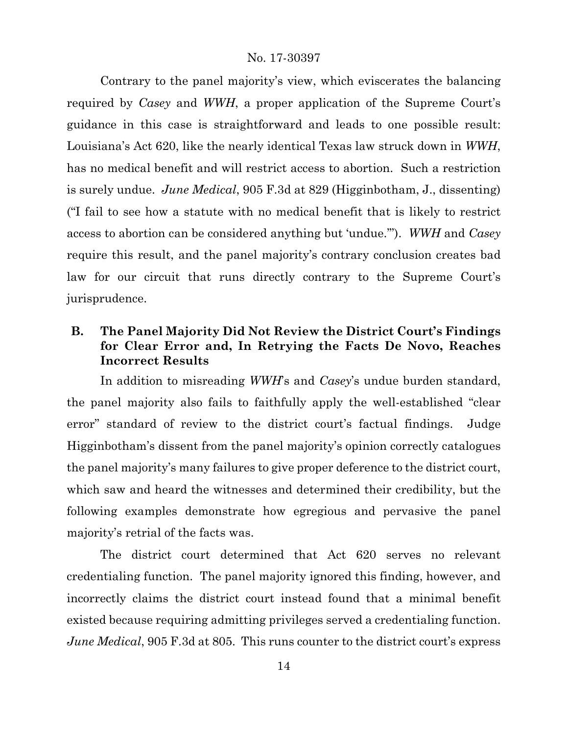Contrary to the panel majority's view, which eviscerates the balancing required by *Casey* and *WWH*, a proper application of the Supreme Court's guidance in this case is straightforward and leads to one possible result: Louisiana's Act 620, like the nearly identical Texas law struck down in *WWH*, has no medical benefit and will restrict access to abortion. Such a restriction is surely undue. *June Medical*, 905 F.3d at 829 (Higginbotham, J., dissenting) ("I fail to see how a statute with no medical benefit that is likely to restrict access to abortion can be considered anything but 'undue.'"). *WWH* and *Casey* require this result, and the panel majority's contrary conclusion creates bad law for our circuit that runs directly contrary to the Supreme Court's jurisprudence.

### B. The Panel Majority Did Not Review the District Court's Findings for Clear Error and, In Retrying the Facts De Novo, Reaches Incorrect Results

In addition to misreading *WWH*'s and *Casey*'s undue burden standard, the panel majority also fails to faithfully apply the well-established "clear error" standard of review to the district court's factual findings. Judge Higginbotham's dissent from the panel majority's opinion correctly catalogues the panel majority's many failures to give proper deference to the district court, which saw and heard the witnesses and determined their credibility, but the following examples demonstrate how egregious and pervasive the panel majority's retrial of the facts was.

The district court determined that Act 620 serves no relevant credentialing function. The panel majority ignored this finding, however, and incorrectly claims the district court instead found that a minimal benefit existed because requiring admitting privileges served a credentialing function. *June Medical*, 905 F.3d at 805. This runs counter to the district court's express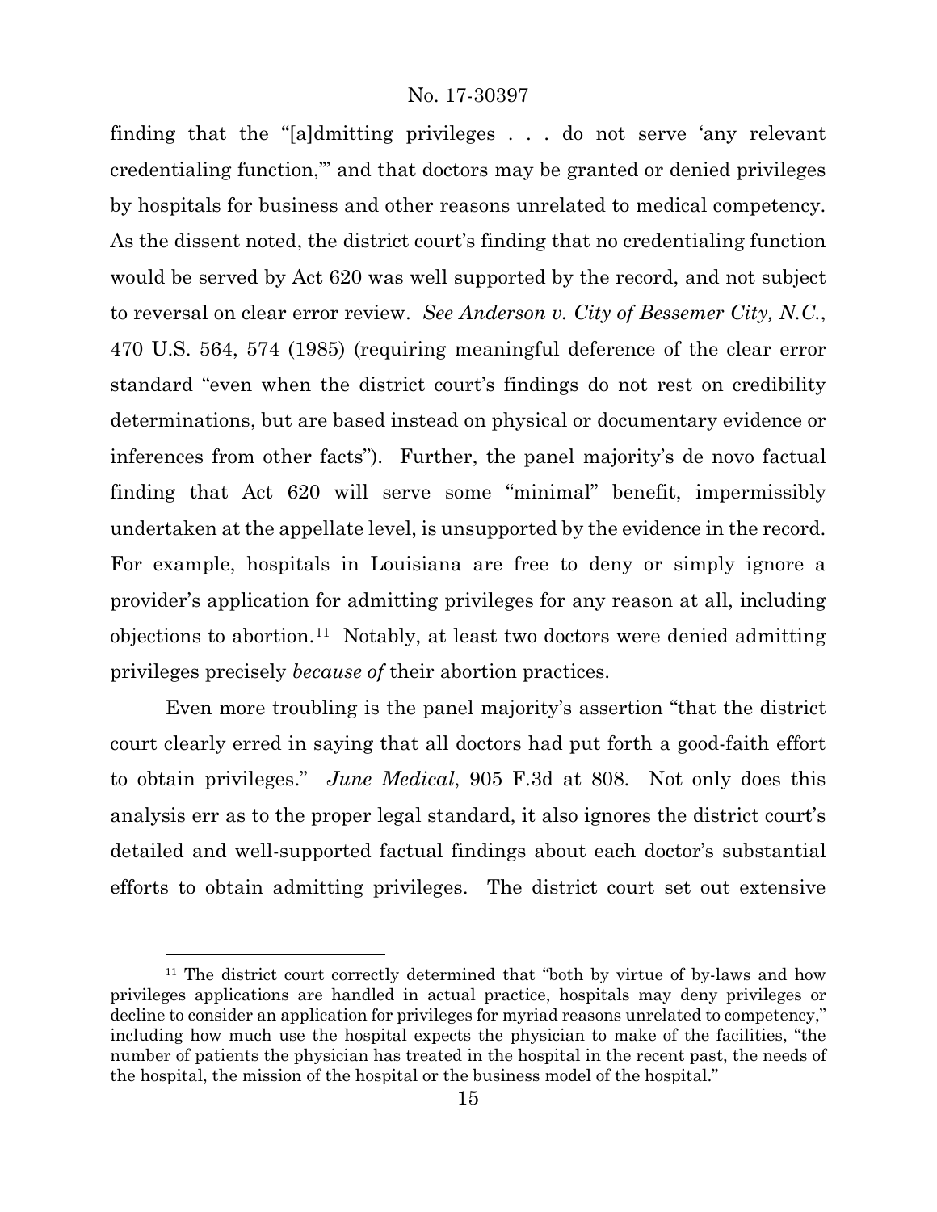finding that the "[a]dmitting privileges . . . do not serve 'any relevant credentialing function,'" and that doctors may be granted or denied privileges by hospitals for business and other reasons unrelated to medical competency. As the dissent noted, the district court's finding that no credentialing function would be served by Act 620 was well supported by the record, and not subject to reversal on clear error review. *See Anderson v. City of Bessemer City, N.C.*, 470 U.S. 564, 574 (1985) (requiring meaningful deference of the clear error standard "even when the district court's findings do not rest on credibility determinations, but are based instead on physical or documentary evidence or inferences from other facts"). Further, the panel majority's de novo factual finding that Act 620 will serve some "minimal" benefit, impermissibly undertaken at the appellate level, is unsupported by the evidence in the record. For example, hospitals in Louisiana are free to deny or simply ignore a provider's application for admitting privileges for any reason at all, including objections to abortion.[11] Notably, at least two doctors were denied admitting privileges precisely *because of* their abortion practices.

Even more troubling is the panel majority's assertion "that the district court clearly erred in saying that all doctors had put forth a good-faith effort to obtain privileges." *June Medical*, 905 F.3d at 808. Not only does this analysis err as to the proper legal standard, it also ignores the district court's detailed and well-supported factual findings about each doctor's substantial efforts to obtain admitting privileges. The district court set out extensive

[11] The district court correctly determined that "both by virtue of by-laws and how privileges applications are handled in actual practice, hospitals may deny privileges or decline to consider an application for privileges for myriad reasons unrelated to competency," including how much use the hospital expects the physician to make of the facilities, "the number of patients the physician has treated in the hospital in the recent past, the needs of the hospital, the mission of the hospital or the business model of the hospital."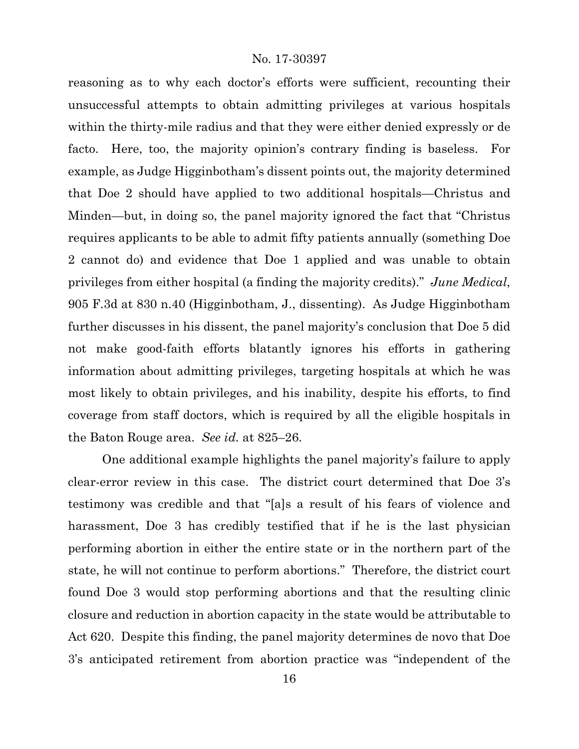reasoning as to why each doctor's efforts were sufficient, recounting their unsuccessful attempts to obtain admitting privileges at various hospitals within the thirty-mile radius and that they were either denied expressly or de facto. Here, too, the majority opinion's contrary finding is baseless. For example, as Judge Higginbotham's dissent points out, the majority determined that Doe 2 should have applied to two additional hospitals—Christus and Minden—but, in doing so, the panel majority ignored the fact that "Christus requires applicants to be able to admit fifty patients annually (something Doe 2 cannot do) and evidence that Doe 1 applied and was unable to obtain privileges from either hospital (a finding the majority credits)." *June Medical*, 905 F.3d at 830 n.40 (Higginbotham, J., dissenting). As Judge Higginbotham further discusses in his dissent, the panel majority's conclusion that Doe 5 did not make good-faith efforts blatantly ignores his efforts in gathering information about admitting privileges, targeting hospitals at which he was most likely to obtain privileges, and his inability, despite his efforts, to find coverage from staff doctors, which is required by all the eligible hospitals in the Baton Rouge area. *See id.* at 825–26.

One additional example highlights the panel majority's failure to apply clear-error review in this case. The district court determined that Doe 3's testimony was credible and that "[a]s a result of his fears of violence and harassment, Doe 3 has credibly testified that if he is the last physician performing abortion in either the entire state or in the northern part of the state, he will not continue to perform abortions." Therefore, the district court found Doe 3 would stop performing abortions and that the resulting clinic closure and reduction in abortion capacity in the state would be attributable to Act 620. Despite this finding, the panel majority determines de novo that Doe 3's anticipated retirement from abortion practice was "independent of the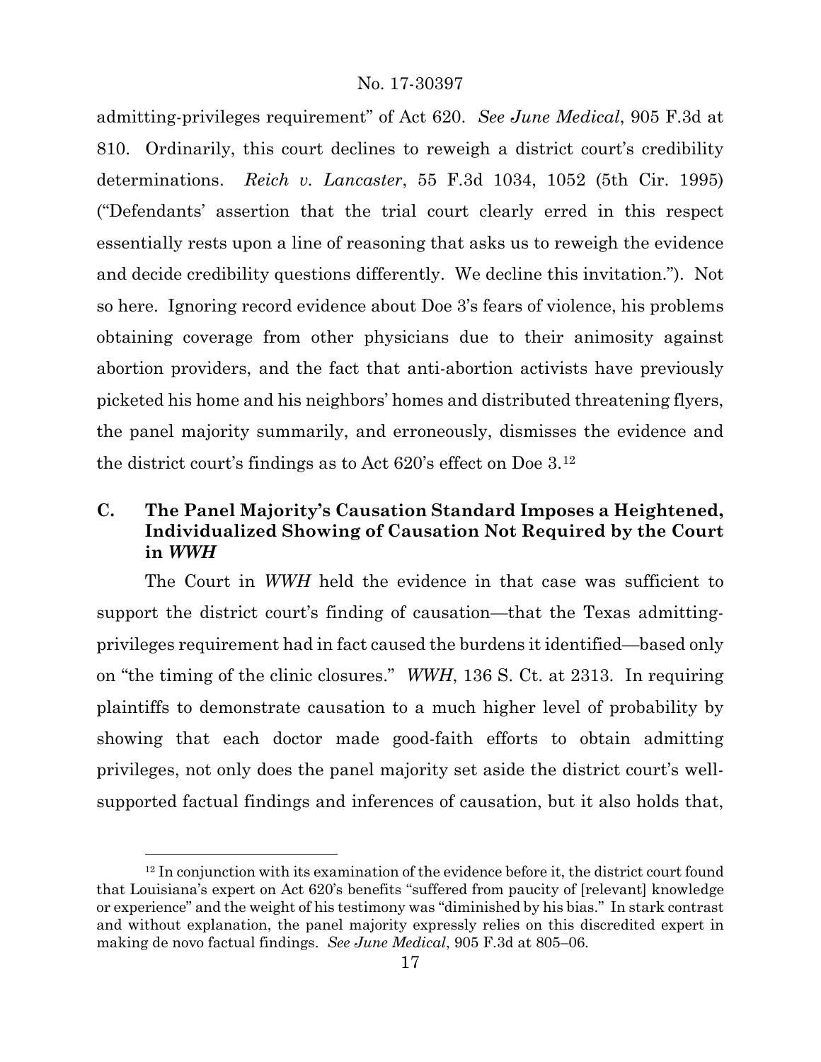admitting-privileges requirement" of Act 620. *See June Medical*, 905 F.3d at 810. Ordinarily, this court declines to reweigh a district court's credibility determinations. *Reich v. Lancaster*, 55 F.3d 1034, 1052 (5th Cir. 1995) ("Defendants' assertion that the trial court clearly erred in this respect essentially rests upon a line of reasoning that asks us to reweigh the evidence and decide credibility questions differently. We decline this invitation."). Not so here. Ignoring record evidence about Doe 3's fears of violence, his problems obtaining coverage from other physicians due to their animosity against abortion providers, and the fact that anti-abortion activists have previously picketed his home and his neighbors' homes and distributed threatening flyers, the panel majority summarily, and erroneously, dismisses the evidence and the district court's findings as to Act 620's effect on Doe 3.[12]

### C. The Panel Majority's Causation Standard Imposes a Heightened, Individualized Showing of Causation Not Required by the Court in *WWH*

The Court in *WWH* held the evidence in that case was sufficient to support the district court's finding of causation—that the Texas admitting-privileges requirement had in fact caused the burdens it identified—based only on "the timing of the clinic closures." *WWH*, 136 S. Ct. at 2313. In requiring plaintiffs to demonstrate causation to a much higher level of probability by showing that each doctor made good-faith efforts to obtain admitting privileges, not only does the panel majority set aside the district court's well-supported factual findings and inferences of causation, but it also holds that,

[12] In conjunction with its examination of the evidence before it, the district court found that Louisiana's expert on Act 620's benefits "suffered from paucity of [relevant] knowledge or experience" and the weight of his testimony was "diminished by his bias." In stark contrast and without explanation, the panel majority expressly relies on this discredited expert in making de novo factual findings. *See June Medical*, 905 F.3d at 805–06.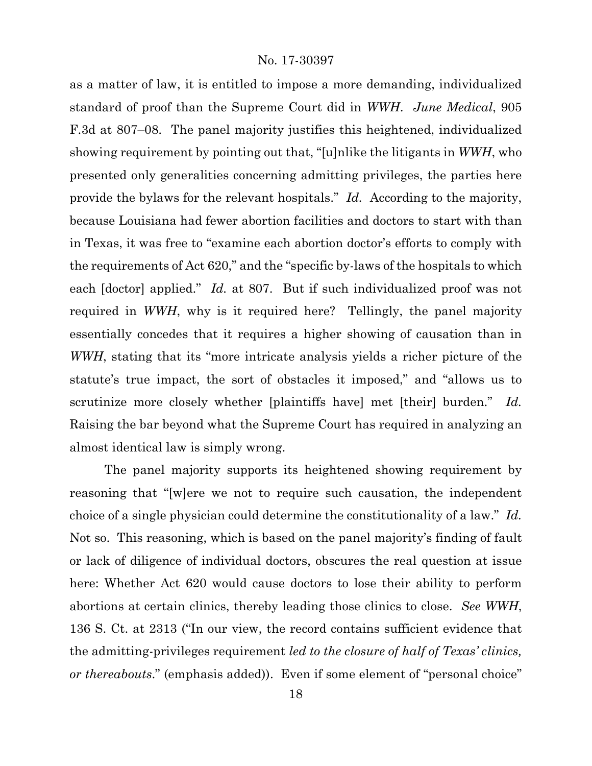as a matter of law, it is entitled to impose a more demanding, individualized standard of proof than the Supreme Court did in *WWH*. *June Medical*, 905 F.3d at 807–08. The panel majority justifies this heightened, individualized showing requirement by pointing out that, "[u]nlike the litigants in *WWH*, who presented only generalities concerning admitting privileges, the parties here provide the bylaws for the relevant hospitals." *Id.* According to the majority, because Louisiana had fewer abortion facilities and doctors to start with than in Texas, it was free to "examine each abortion doctor's efforts to comply with the requirements of Act 620," and the "specific by-laws of the hospitals to which each [doctor] applied." *Id.* at 807. But if such individualized proof was not required in *WWH*, why is it required here? Tellingly, the panel majority essentially concedes that it requires a higher showing of causation than in *WWH*, stating that its "more intricate analysis yields a richer picture of the statute's true impact, the sort of obstacles it imposed," and "allows us to scrutinize more closely whether [plaintiffs have] met [their] burden." *Id.* Raising the bar beyond what the Supreme Court has required in analyzing an almost identical law is simply wrong.

The panel majority supports its heightened showing requirement by reasoning that "[w]ere we not to require such causation, the independent choice of a single physician could determine the constitutionality of a law." *Id.* Not so. This reasoning, which is based on the panel majority's finding of fault or lack of diligence of individual doctors, obscures the real question at issue here: Whether Act 620 would cause doctors to lose their ability to perform abortions at certain clinics, thereby leading those clinics to close. *See WWH*, 136 S. Ct. at 2313 ("In our view, the record contains sufficient evidence that the admitting-privileges requirement *led to the closure of half of Texas' clinics, or thereabouts*." (emphasis added)). Even if some element of "personal choice"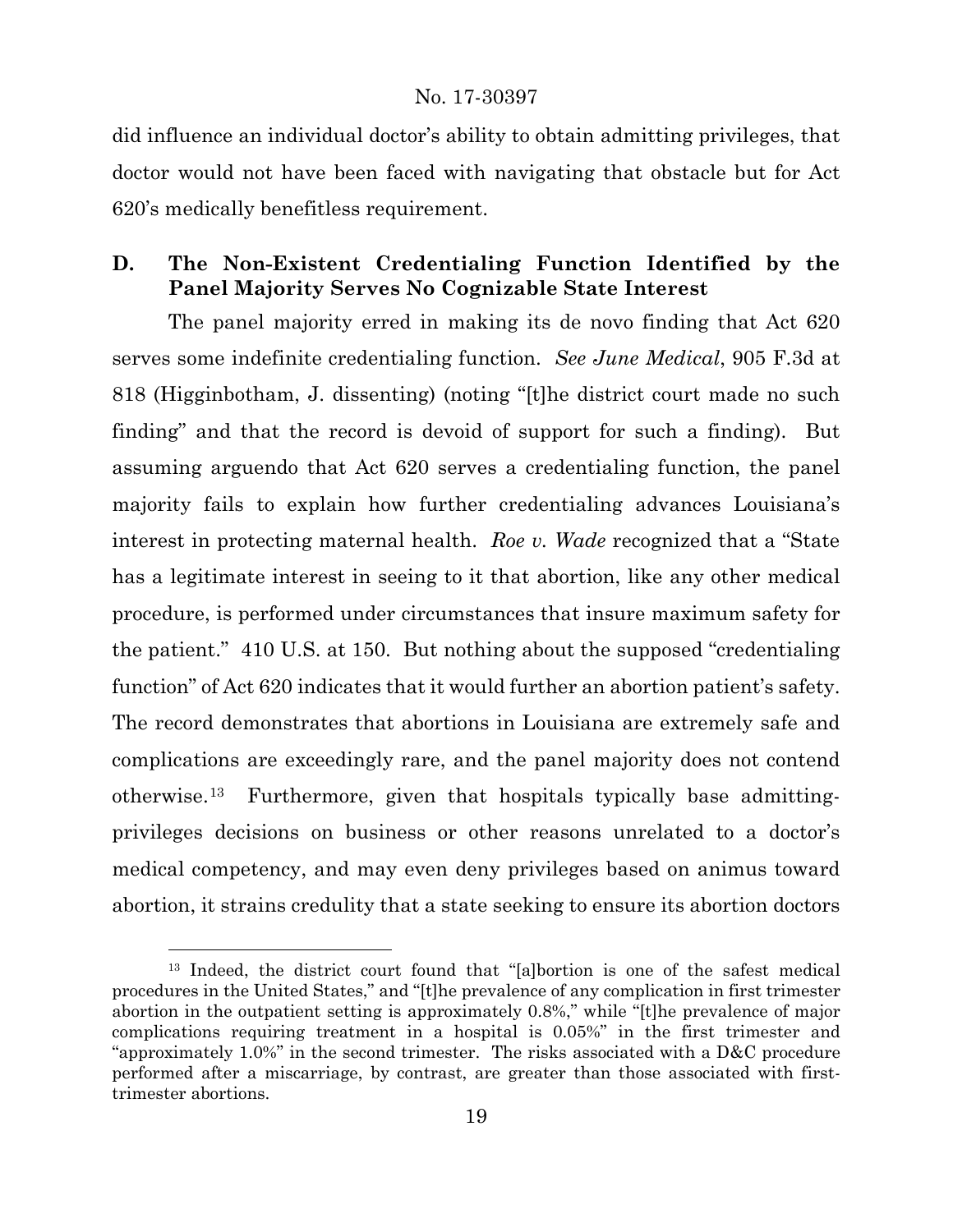did influence an individual doctor's ability to obtain admitting privileges, that doctor would not have been faced with navigating that obstacle but for Act 620's medically benefitless requirement.

## D. The Non-Existent Credentialing Function Identified by the Panel Majority Serves No Cognizable State Interest

The panel majority erred in making its de novo finding that Act 620 serves some indefinite credentialing function. *See June Medical*, 905 F.3d at 818 (Higginbotham, J. dissenting) (noting "[t]he district court made no such finding" and that the record is devoid of support for such a finding). But assuming arguendo that Act 620 serves a credentialing function, the panel majority fails to explain how further credentialing advances Louisiana's interest in protecting maternal health. *Roe v. Wade* recognized that a "State has a legitimate interest in seeing to it that abortion, like any other medical procedure, is performed under circumstances that insure maximum safety for the patient." 410 U.S. at 150. But nothing about the supposed "credentialing function" of Act 620 indicates that it would further an abortion patient's safety. The record demonstrates that abortions in Louisiana are extremely safe and complications are exceedingly rare, and the panel majority does not contend otherwise.[13] Furthermore, given that hospitals typically base admitting-privileges decisions on business or other reasons unrelated to a doctor's medical competency, and may even deny privileges based on animus toward abortion, it strains credulity that a state seeking to ensure its abortion doctors

[13] Indeed, the district court found that "[a]bortion is one of the safest medical procedures in the United States," and "[t]he prevalence of any complication in first trimester abortion in the outpatient setting is approximately 0.8%," while "[t]he prevalence of major complications requiring treatment in a hospital is 0.05%" in the first trimester and "approximately 1.0%" in the second trimester. The risks associated with a D&C procedure performed after a miscarriage, by contrast, are greater than those associated with first-trimester abortions.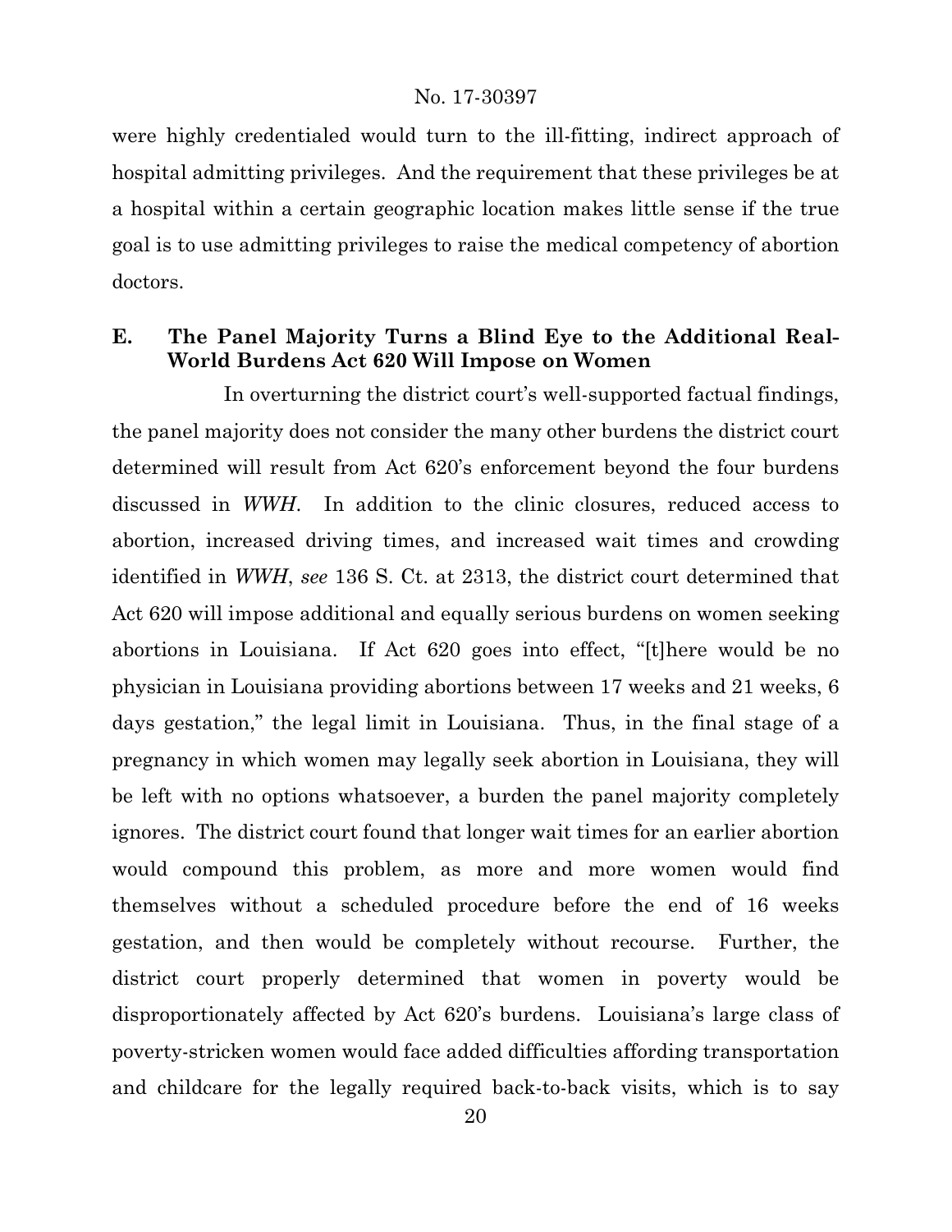were highly credentialed would turn to the ill-fitting, indirect approach of hospital admitting privileges. And the requirement that these privileges be at a hospital within a certain geographic location makes little sense if the true goal is to use admitting privileges to raise the medical competency of abortion doctors.

### E. The Panel Majority Turns a Blind Eye to the Additional Real-World Burdens Act 620 Will Impose on Women

In overturning the district court's well-supported factual findings, the panel majority does not consider the many other burdens the district court determined will result from Act 620's enforcement beyond the four burdens discussed in *WWH*. In addition to the clinic closures, reduced access to abortion, increased driving times, and increased wait times and crowding identified in *WWH*, *see* 136 S. Ct. at 2313, the district court determined that Act 620 will impose additional and equally serious burdens on women seeking abortions in Louisiana. If Act 620 goes into effect, "[t]here would be no physician in Louisiana providing abortions between 17 weeks and 21 weeks, 6 days gestation," the legal limit in Louisiana. Thus, in the final stage of a pregnancy in which women may legally seek abortion in Louisiana, they will be left with no options whatsoever, a burden the panel majority completely ignores. The district court found that longer wait times for an earlier abortion would compound this problem, as more and more women would find themselves without a scheduled procedure before the end of 16 weeks gestation, and then would be completely without recourse. Further, the district court properly determined that women in poverty would be disproportionately affected by Act 620's burdens. Louisiana's large class of poverty-stricken women would face added difficulties affording transportation and childcare for the legally required back-to-back visits, which is to say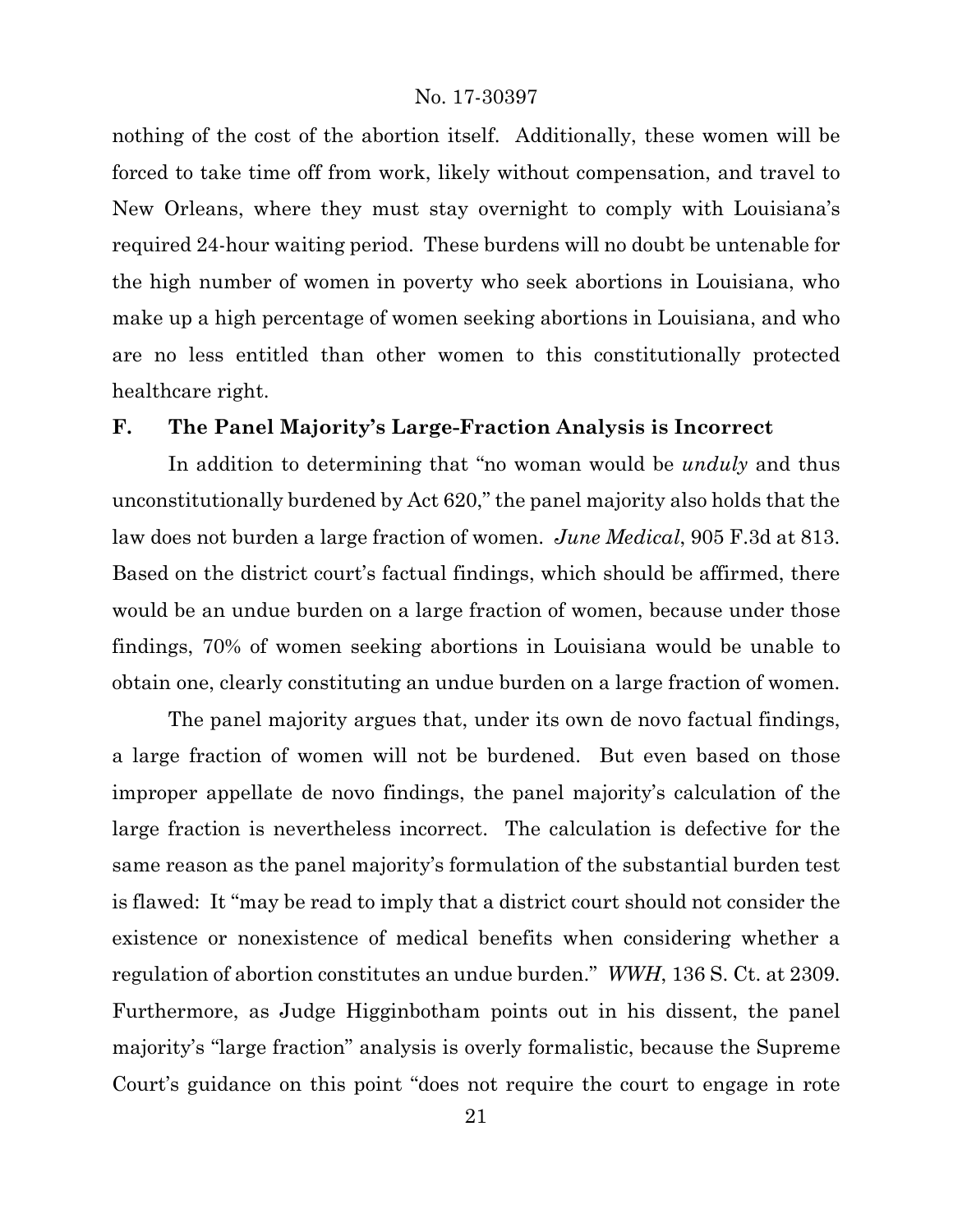nothing of the cost of the abortion itself. Additionally, these women will be forced to take time off from work, likely without compensation, and travel to New Orleans, where they must stay overnight to comply with Louisiana's required 24-hour waiting period. These burdens will no doubt be untenable for the high number of women in poverty who seek abortions in Louisiana, who make up a high percentage of women seeking abortions in Louisiana, and who are no less entitled than other women to this constitutionally protected healthcare right.

### F. The Panel Majority's Large-Fraction Analysis is Incorrect

In addition to determining that "no woman would be *unduly* and thus unconstitutionally burdened by Act 620," the panel majority also holds that the law does not burden a large fraction of women. *June Medical*, 905 F.3d at 813. Based on the district court's factual findings, which should be affirmed, there would be an undue burden on a large fraction of women, because under those findings, 70% of women seeking abortions in Louisiana would be unable to obtain one, clearly constituting an undue burden on a large fraction of women.

The panel majority argues that, under its own de novo factual findings, a large fraction of women will not be burdened. But even based on those improper appellate de novo findings, the panel majority's calculation of the large fraction is nevertheless incorrect. The calculation is defective for the same reason as the panel majority's formulation of the substantial burden test is flawed: It "may be read to imply that a district court should not consider the existence or nonexistence of medical benefits when considering whether a regulation of abortion constitutes an undue burden." *WWH*, 136 S. Ct. at 2309. Furthermore, as Judge Higginbotham points out in his dissent, the panel majority's "large fraction" analysis is overly formalistic, because the Supreme Court's guidance on this point "does not require the court to engage in rote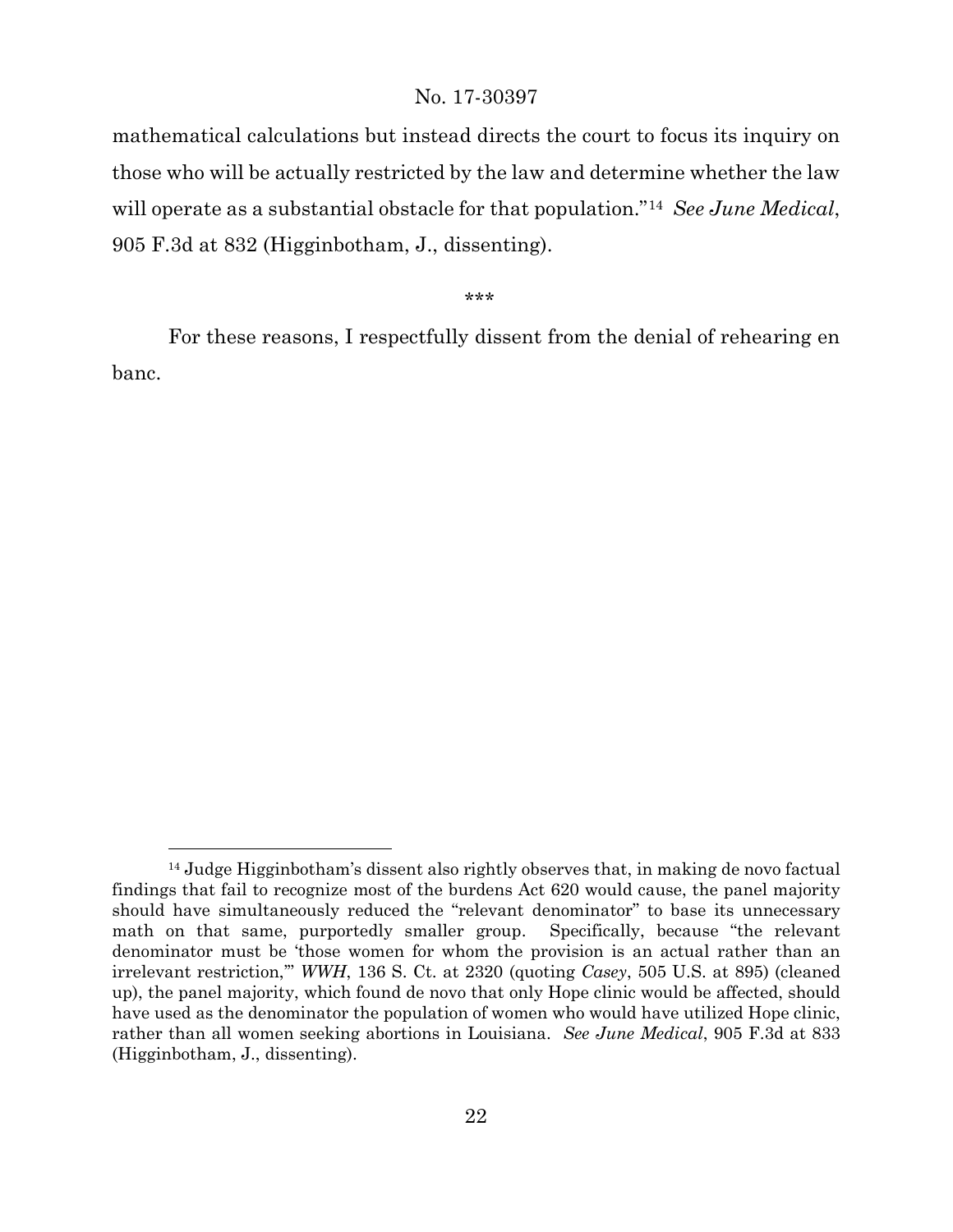mathematical calculations but instead directs the court to focus its inquiry on those who will be actually restricted by the law and determine whether the law will operate as a substantial obstacle for that population."[14] *See June Medical*, 905 F.3d at 832 (Higginbotham, J., dissenting).

\*\*\*

For these reasons, I respectfully dissent from the denial of rehearing en banc.

---

[14] Judge Higginbotham's dissent also rightly observes that, in making de novo factual findings that fail to recognize most of the burdens Act 620 would cause, the panel majority should have simultaneously reduced the "relevant denominator" to base its unnecessary math on that same, purportedly smaller group. Specifically, because "the relevant denominator must be 'those women for whom the provision is an actual rather than an irrelevant restriction,'" *WWH*, 136 S. Ct. at 2320 (quoting *Casey*, 505 U.S. at 895) (cleaned up), the panel majority, which found de novo that only Hope clinic would be affected, should have used as the denominator the population of women who would have utilized Hope clinic, rather than all women seeking abortions in Louisiana. *See June Medical*, 905 F.3d at 833 (Higginbotham, J., dissenting).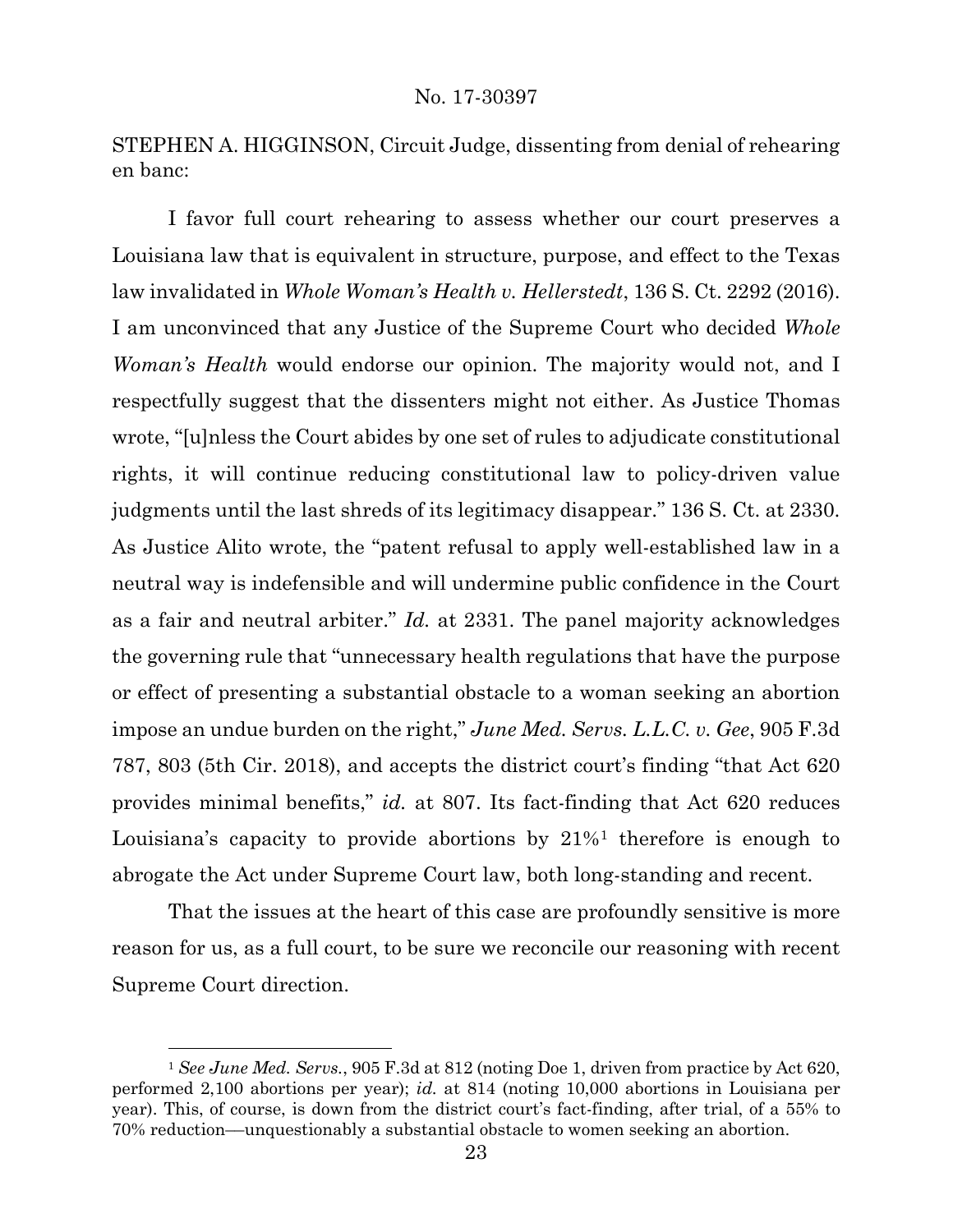STEPHEN A. HIGGINSON, Circuit Judge, dissenting from denial of rehearing en banc:

I favor full court rehearing to assess whether our court preserves a Louisiana law that is equivalent in structure, purpose, and effect to the Texas law invalidated in *Whole Woman's Health v. Hellerstedt*, 136 S. Ct. 2292 (2016). I am unconvinced that any Justice of the Supreme Court who decided *Whole Woman's Health* would endorse our opinion. The majority would not, and I respectfully suggest that the dissenters might not either. As Justice Thomas wrote, "[u]nless the Court abides by one set of rules to adjudicate constitutional rights, it will continue reducing constitutional law to policy-driven value judgments until the last shreds of its legitimacy disappear." 136 S. Ct. at 2330. As Justice Alito wrote, the "patent refusal to apply well-established law in a neutral way is indefensible and will undermine public confidence in the Court as a fair and neutral arbiter." *Id.* at 2331. The panel majority acknowledges the governing rule that "unnecessary health regulations that have the purpose or effect of presenting a substantial obstacle to a woman seeking an abortion impose an undue burden on the right," *June Med. Servs. L.L.C. v. Gee*, 905 F.3d 787, 803 (5th Cir. 2018), and accepts the district court's finding "that Act 620 provides minimal benefits," *id.* at 807. Its fact-finding that Act 620 reduces Louisiana's capacity to provide abortions by 21%[1] therefore is enough to abrogate the Act under Supreme Court law, both long-standing and recent.

That the issues at the heart of this case are profoundly sensitive is more reason for us, as a full court, to be sure we reconcile our reasoning with recent Supreme Court direction.

---

[1] *See June Med. Servs.*, 905 F.3d at 812 (noting Doe 1, driven from practice by Act 620, performed 2,100 abortions per year); *id.* at 814 (noting 10,000 abortions in Louisiana per year). This, of course, is down from the district court's fact-finding, after trial, of a 55% to 70% reduction—unquestionably a substantial obstacle to women seeking an abortion.